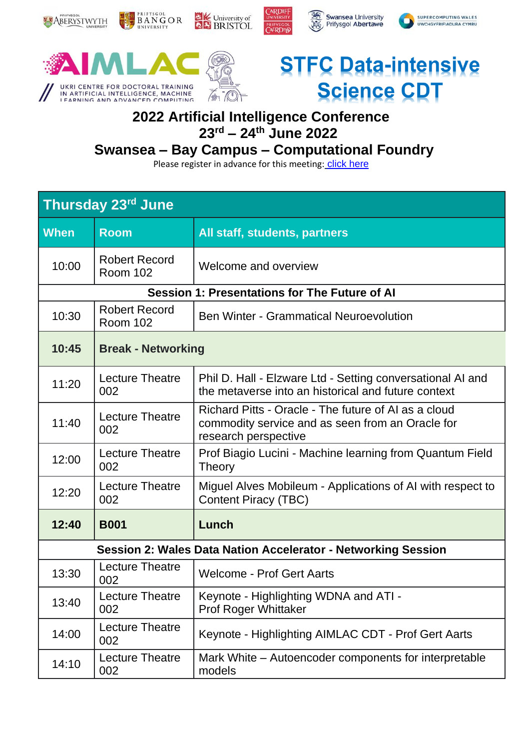AIMLAC

UKRI CENTRE FOR DOCTORAL TRAINING IN ARTIFICIAL INTELLIGENCE, MACHINE LEARNING AND ADVANCED COMPUTING

STFC Data-intensive Science CDT

# 2022 Artificial Intelligence Conference

## 23rd – 24th June 2022

## Swansea – Bay Campus – Computational Foundry

Please register in advance for this meeting: click here

| Thursday 23rd June | | |
|---|---|---|
| **When** | **Room** | **All staff, students, partners** |
| 10:00 | Robert Record Room 102 | Welcome and overview |
| **Session 1: Presentations for The Future of AI** | | |
| 10:30 | Robert Record Room 102 | Ben Winter - Grammatical Neuroevolution |
| **10:45** | **Break - Networking** | |
| 11:20 | Lecture Theatre 002 | Phil D. Hall - Elzware Ltd - Setting conversational AI and the metaverse into an historical and future context |
| 11:40 | Lecture Theatre 002 | Richard Pitts - Oracle - The future of AI as a cloud commodity service and as seen from an Oracle for research perspective |
| 12:00 | Lecture Theatre 002 | Prof Biagio Lucini - Machine learning from Quantum Field Theory |
| 12:20 | Lecture Theatre 002 | Miguel Alves Mobileum - Applications of AI with respect to Content Piracy (TBC) |
| **12:40** | **B001** | **Lunch** |
| **Session 2: Wales Data Nation Accelerator - Networking Session** | | |
| 13:30 | Lecture Theatre 002 | Welcome - Prof Gert Aarts |
| 13:40 | Lecture Theatre 002 | Keynote - Highlighting WDNA and ATI - Prof Roger Whittaker |
| 14:00 | Lecture Theatre 002 | Keynote - Highlighting AIMLAC CDT - Prof Gert Aarts |
| 14:10 | Lecture Theatre 002 | Mark White – Autoencoder components for interpretable models |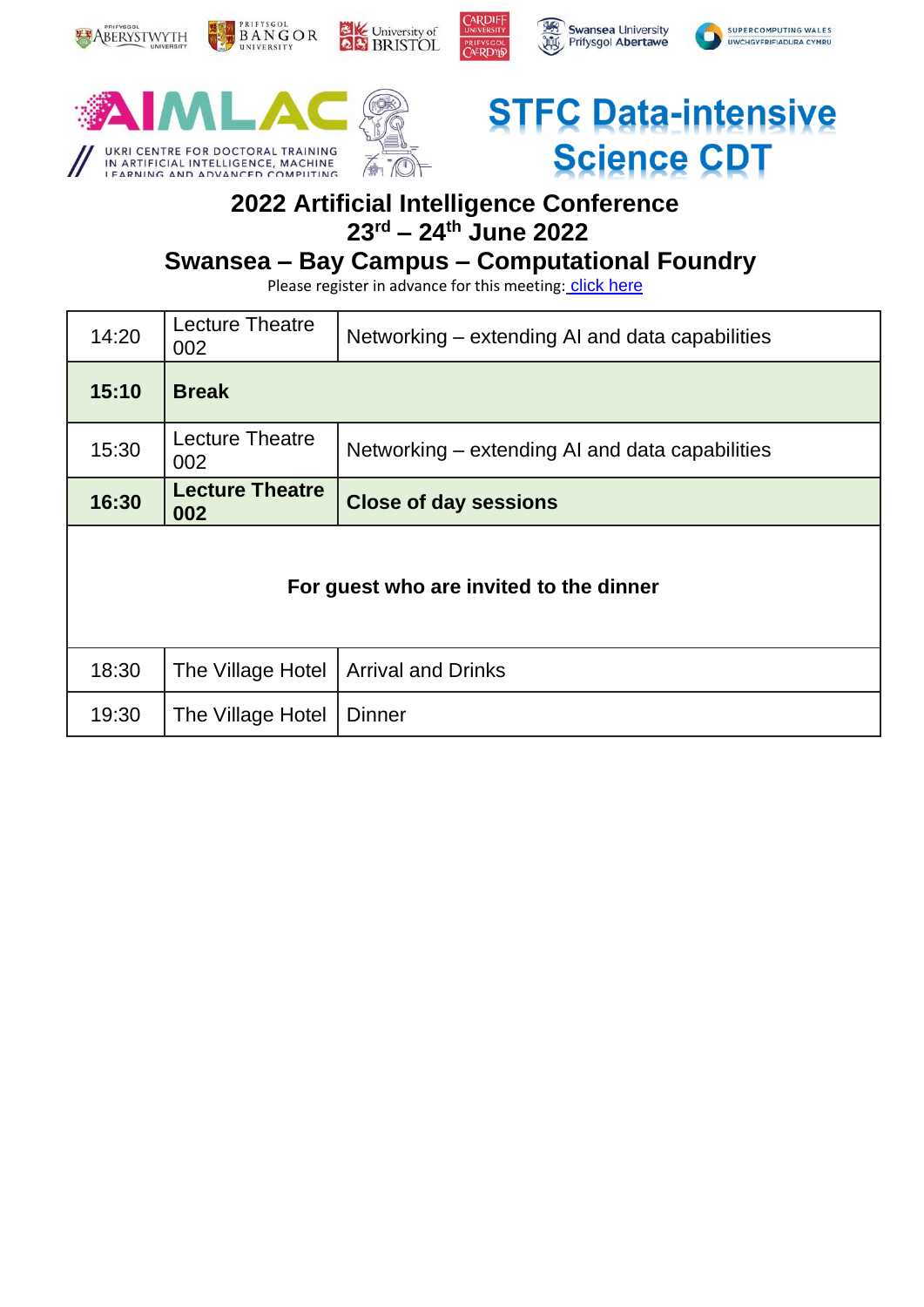STFC Data-intensive Science CDT

UKRI CENTRE FOR DOCTORAL TRAINING IN ARTIFICIAL INTELLIGENCE, MACHINE LEARNING AND ADVANCED COMPUTING

# 2022 Artificial Intelligence Conference

## 23rd – 24th June 2022

## Swansea – Bay Campus – Computational Foundry

Please register in advance for this meeting: click here

| | | |
|---|---|---|
| 14:20 | Lecture Theatre 002 | Networking – extending AI and data capabilities |
| **15:10** | **Break** | |
| 15:30 | Lecture Theatre 002 | Networking – extending AI and data capabilities |
| **16:30** | **Lecture Theatre 002** | **Close of day sessions** |
| **For guest who are invited to the dinner** | | |
| 18:30 | The Village Hotel | Arrival and Drinks |
| 19:30 | The Village Hotel | Dinner |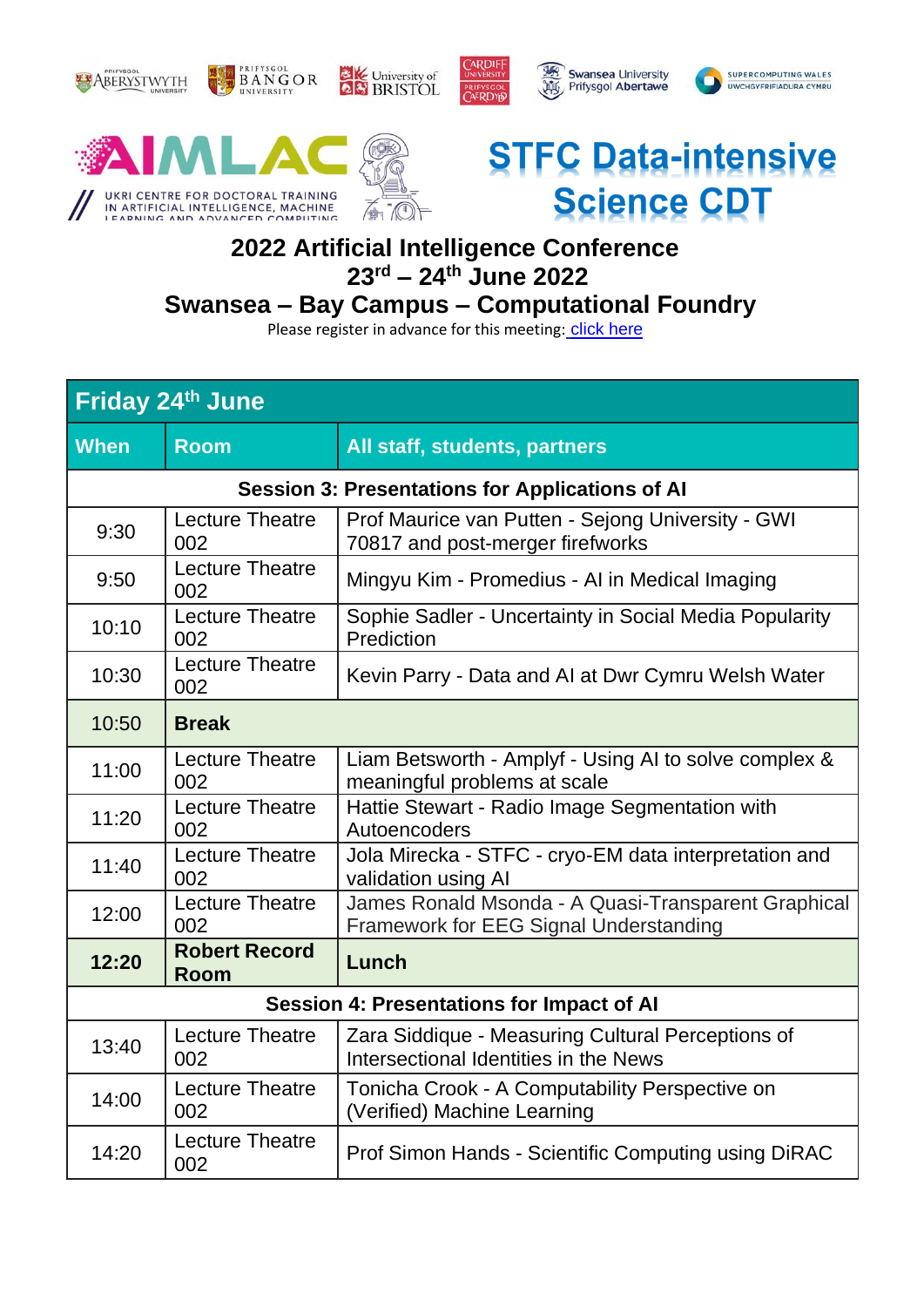AIMLAC UKRI CENTRE FOR DOCTORAL TRAINING IN ARTIFICIAL INTELLIGENCE, MACHINE LEARNING AND ADVANCED COMPUTING

# STFC Data-intensive Science CDT

## 2022 Artificial Intelligence Conference
## 23rd – 24th June 2022
## Swansea – Bay Campus – Computational Foundry

Please register in advance for this meeting: [click here]()

| Friday 24th June | | |
|---|---|---|
| **When** | **Room** | **All staff, students, partners** |
| **Session 3: Presentations for Applications of AI** | | |
| 9:30 | Lecture Theatre 002 | Prof Maurice van Putten - Sejong University - GWI 70817 and post-merger firefworks |
| 9:50 | Lecture Theatre 002 | Mingyu Kim - Promedius - AI in Medical Imaging |
| 10:10 | Lecture Theatre 002 | Sophie Sadler - Uncertainty in Social Media Popularity Prediction |
| 10:30 | Lecture Theatre 002 | Kevin Parry - Data and AI at Dwr Cymru Welsh Water |
| 10:50 | **Break** | |
| 11:00 | Lecture Theatre 002 | Liam Betsworth - Amplyf - Using AI to solve complex & meaningful problems at scale |
| 11:20 | Lecture Theatre 002 | Hattie Stewart - Radio Image Segmentation with Autoencoders |
| 11:40 | Lecture Theatre 002 | Jola Mirecka - STFC - cryo-EM data interpretation and validation using AI |
| 12:00 | Lecture Theatre 002 | James Ronald Msonda - A Quasi-Transparent Graphical Framework for EEG Signal Understanding |
| **12:20** | **Robert Record Room** | **Lunch** |
| **Session 4: Presentations for Impact of AI** | | |
| 13:40 | Lecture Theatre 002 | Zara Siddique - Measuring Cultural Perceptions of Intersectional Identities in the News |
| 14:00 | Lecture Theatre 002 | Tonicha Crook - A Computability Perspective on (Verified) Machine Learning |
| 14:20 | Lecture Theatre 002 | Prof Simon Hands - Scientific Computing using DiRAC |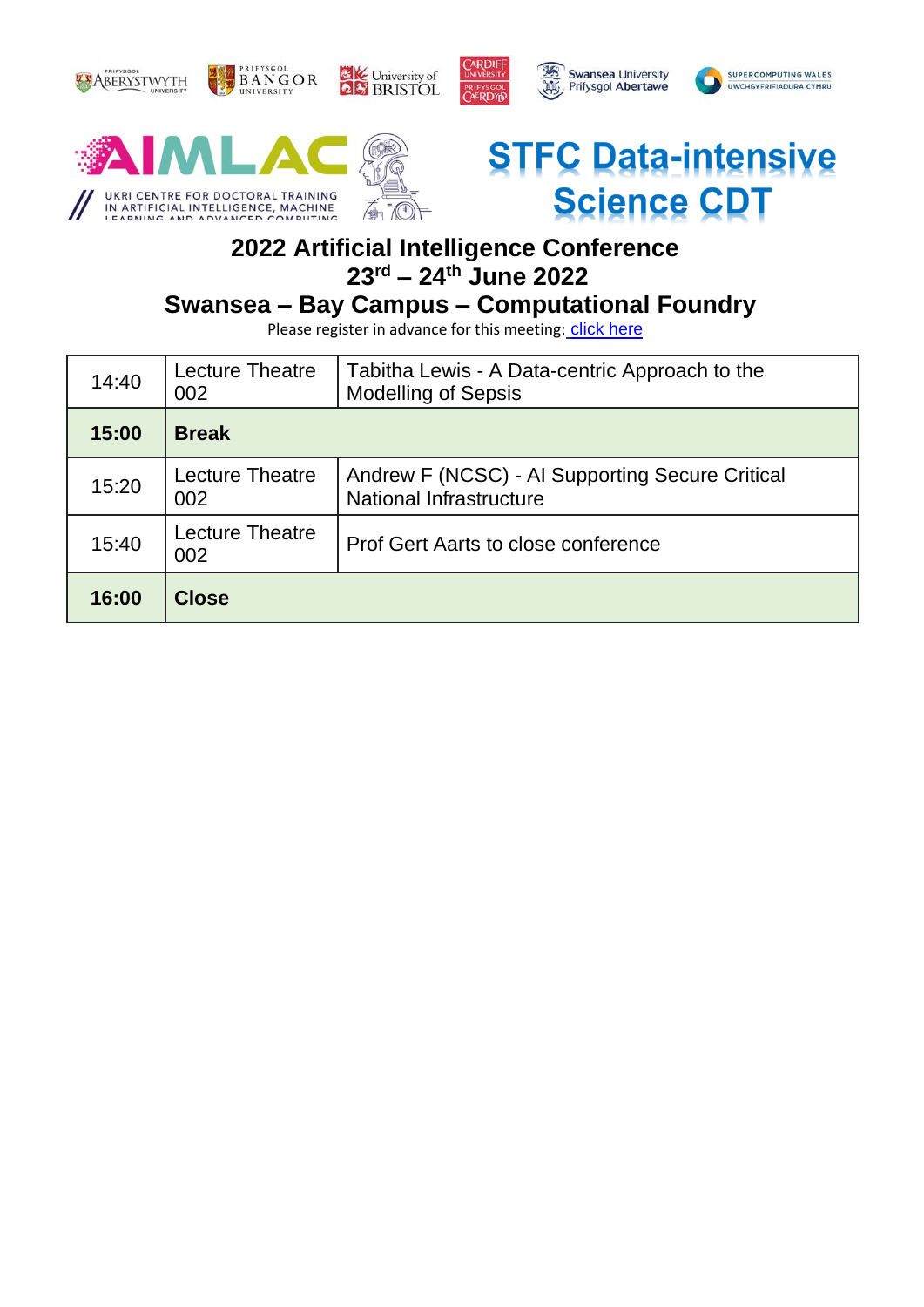## 2022 Artificial Intelligence Conference

## 23rd – 24th June 2022

## Swansea – Bay Campus – Computational Foundry

Please register in advance for this meeting: click here

| | | |
|---|---|---|
| 14:40 | Lecture Theatre 002 | Tabitha Lewis - A Data-centric Approach to the Modelling of Sepsis |
| **15:00** | **Break** | |
| 15:20 | Lecture Theatre 002 | Andrew F (NCSC) - AI Supporting Secure Critical National Infrastructure |
| 15:40 | Lecture Theatre 002 | Prof Gert Aarts to close conference |
| **16:00** | **Close** | |